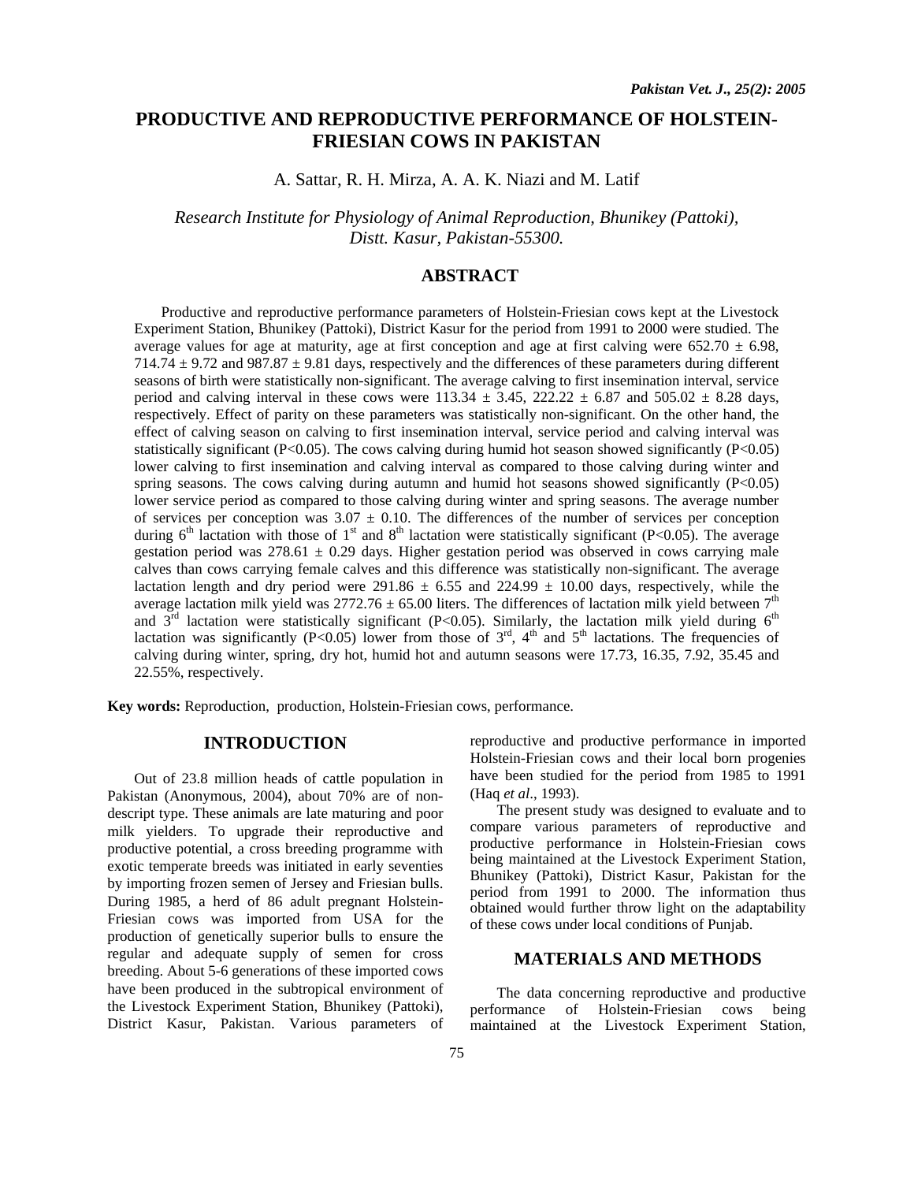# PRODUCTIVE AND REPRODUCTIVE PERFORMANCE OF HOLSTEIN-FRIESIAN COWS IN PAKISTAN

A. Sattar, R. H. Mirza, A. A. K. Niazi and M. Latif

*Research Institute for Physiology of Animal Reproduction, Bhunikey (Pattoki), Distt. Kasur, Pakistan-55300.*

## ABSTRACT

Productive and reproductive performance parameters of Holstein-Friesian cows kept at the Livestock Experiment Station, Bhunikey (Pattoki), District Kasur for the period from 1991 to 2000 were studied. The average values for age at maturity, age at first conception and age at first calving were 652.70 ± 6.98, 714.74 ± 9.72 and 987.87 ± 9.81 days, respectively and the differences of these parameters during different seasons of birth were statistically non-significant. The average calving to first insemination interval, service period and calving interval in these cows were 113.34 ± 3.45, 222.22 ± 6.87 and 505.02 ± 8.28 days, respectively. Effect of parity on these parameters was statistically non-significant. On the other hand, the effect of calving season on calving to first insemination interval, service period and calving interval was statistically significant ($P<0.05$). The cows calving during humid hot season showed significantly ($P<0.05$) lower calving to first insemination and calving interval as compared to those calving during winter and spring seasons. The cows calving during autumn and humid hot seasons showed significantly ($P<0.05$) lower service period as compared to those calving during winter and spring seasons. The average number of services per conception was 3.07 ± 0.10. The differences of the number of services per conception during $6^{th}$ lactation with those of $1^{st}$ and $8^{th}$ lactation were statistically significant ($P<0.05$). The average gestation period was 278.61 ± 0.29 days. Higher gestation period was observed in cows carrying male calves than cows carrying female calves and this difference was statistically non-significant. The average lactation length and dry period were 291.86 ± 6.55 and 224.99 ± 10.00 days, respectively, while the average lactation milk yield was 2772.76 ± 65.00 liters. The differences of lactation milk yield between $7^{th}$ and $3^{rd}$ lactation were statistically significant ($P<0.05$). Similarly, the lactation milk yield during $6^{th}$ lactation was significantly ($P<0.05$) lower from those of $3^{rd}$, $4^{th}$ and $5^{th}$ lactations. The frequencies of calving during winter, spring, dry hot, humid hot and autumn seasons were 17.73, 16.35, 7.92, 35.45 and 22.55%, respectively.

**Key words:** Reproduction, production, Holstein-Friesian cows, performance.

## INTRODUCTION

Out of 23.8 million heads of cattle population in Pakistan (Anonymous, 2004), about 70% are of non-descript type. These animals are late maturing and poor milk yielders. To upgrade their reproductive and productive potential, a cross breeding programme with exotic temperate breeds was initiated in early seventies by importing frozen semen of Jersey and Friesian bulls. During 1985, a herd of 86 adult pregnant Holstein-Friesian cows was imported from USA for the production of genetically superior bulls to ensure the regular and adequate supply of semen for cross breeding. About 5-6 generations of these imported cows have been produced in the subtropical environment of the Livestock Experiment Station, Bhunikey (Pattoki), District Kasur, Pakistan. Various parameters of reproductive and productive performance in imported Holstein-Friesian cows and their local born progenies have been studied for the period from 1985 to 1991 (Haq *et al*., 1993).

The present study was designed to evaluate and to compare various parameters of reproductive and productive performance in Holstein-Friesian cows being maintained at the Livestock Experiment Station, Bhunikey (Pattoki), District Kasur, Pakistan for the period from 1991 to 2000. The information thus obtained would further throw light on the adaptability of these cows under local conditions of Punjab.

## MATERIALS AND METHODS

The data concerning reproductive and productive performance of Holstein-Friesian cows being maintained at the Livestock Experiment Station,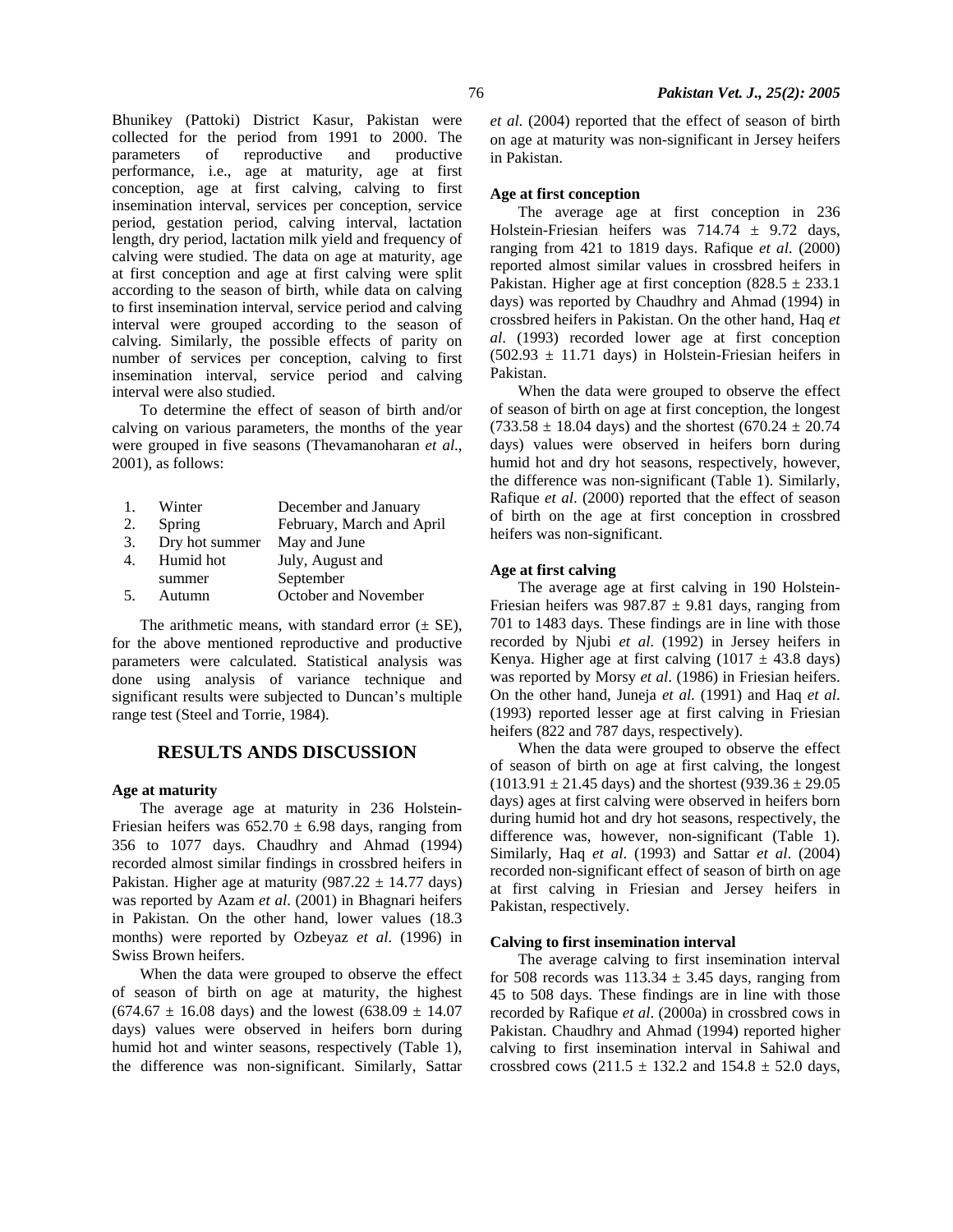Bhunikey (Pattoki) District Kasur, Pakistan were collected for the period from 1991 to 2000. The parameters of reproductive and productive performance, i.e., age at maturity, age at first conception, age at first calving, calving to first insemination interval, services per conception, service period, gestation period, calving interval, lactation length, dry period, lactation milk yield and frequency of calving were studied. The data on age at maturity, age at first conception and age at first calving were split according to the season of birth, while data on calving to first insemination interval, service period and calving interval were grouped according to the season of calving. Similarly, the possible effects of parity on number of services per conception, calving to first insemination interval, service period and calving interval were also studied.

To determine the effect of season of birth and/or calving on various parameters, the months of the year were grouped in five seasons (Thevamanoharan *et al*., 2001), as follows:

1. Winter — December and January
2. Spring — February, March and April
3. Dry hot summer — May and June
4. Humid hot summer — July, August and September
5. Autumn — October and November

The arithmetic means, with standard error (± SE), for the above mentioned reproductive and productive parameters were calculated. Statistical analysis was done using analysis of variance technique and significant results were subjected to Duncan's multiple range test (Steel and Torrie, 1984).

## RESULTS ANDS DISCUSSION

### Age at maturity

The average age at maturity in 236 Holstein-Friesian heifers was 652.70 ± 6.98 days, ranging from 356 to 1077 days. Chaudhry and Ahmad (1994) recorded almost similar findings in crossbred heifers in Pakistan. Higher age at maturity (987.22 ± 14.77 days) was reported by Azam *et al*. (2001) in Bhagnari heifers in Pakistan. On the other hand, lower values (18.3 months) were reported by Ozbeyaz *et al.* (1996) in Swiss Brown heifers.

When the data were grouped to observe the effect of season of birth on age at maturity, the highest (674.67 ± 16.08 days) and the lowest (638.09 ± 14.07 days) values were observed in heifers born during humid hot and winter seasons, respectively (Table 1), the difference was non-significant. Similarly, Sattar *et al.* (2004) reported that the effect of season of birth on age at maturity was non-significant in Jersey heifers in Pakistan.

### Age at first conception

The average age at first conception in 236 Holstein-Friesian heifers was 714.74 ± 9.72 days, ranging from 421 to 1819 days. Rafique *et al*. (2000) reported almost similar values in crossbred heifers in Pakistan. Higher age at first conception (828.5 ± 233.1 days) was reported by Chaudhry and Ahmad (1994) in crossbred heifers in Pakistan. On the other hand, Haq *et al*. (1993) recorded lower age at first conception (502.93 ± 11.71 days) in Holstein-Friesian heifers in Pakistan.

When the data were grouped to observe the effect of season of birth on age at first conception, the longest (733.58 ± 18.04 days) and the shortest (670.24 ± 20.74 days) values were observed in heifers born during humid hot and dry hot seasons, respectively, however, the difference was non-significant (Table 1). Similarly, Rafique *et al*. (2000) reported that the effect of season of birth on the age at first conception in crossbred heifers was non-significant.

### Age at first calving

The average age at first calving in 190 Holstein-Friesian heifers was 987.87 ± 9.81 days, ranging from 701 to 1483 days. These findings are in line with those recorded by Njubi *et al.* (1992) in Jersey heifers in Kenya. Higher age at first calving (1017 ± 43.8 days) was reported by Morsy *et al*. (1986) in Friesian heifers. On the other hand, Juneja *et al.* (1991) and Haq *et al*. (1993) reported lesser age at first calving in Friesian heifers (822 and 787 days, respectively).

When the data were grouped to observe the effect of season of birth on age at first calving, the longest (1013.91 ± 21.45 days) and the shortest (939.36 ± 29.05 days) ages at first calving were observed in heifers born during humid hot and dry hot seasons, respectively, the difference was, however, non-significant (Table 1). Similarly, Haq *et al*. (1993) and Sattar *et al*. (2004) recorded non-significant effect of season of birth on age at first calving in Friesian and Jersey heifers in Pakistan, respectively.

### Calving to first insemination interval

The average calving to first insemination interval for 508 records was 113.34 ± 3.45 days, ranging from 45 to 508 days. These findings are in line with those recorded by Rafique *et al*. (2000a) in crossbred cows in Pakistan. Chaudhry and Ahmad (1994) reported higher calving to first insemination interval in Sahiwal and crossbred cows (211.5 ± 132.2 and 154.8 ± 52.0 days,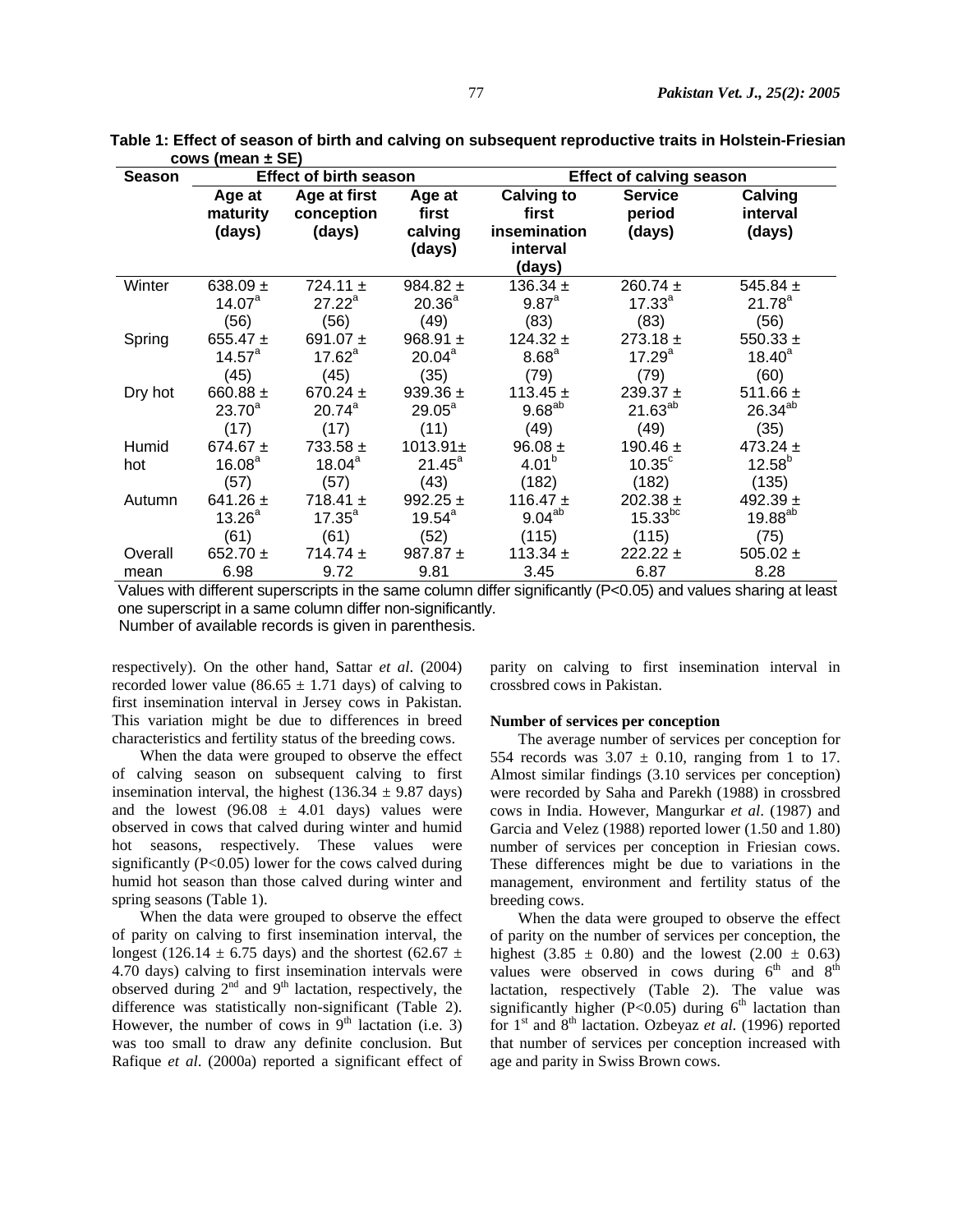**Table 1: Effect of season of birth and calving on subsequent reproductive traits in Holstein-Friesian cows (mean ± SE)**

| Season | Effect of birth season | | | Effect of calving season | | |
|---|---|---|---|---|---|---|
| | Age at maturity (days) | Age at first conception (days) | Age at first calving (days) | Calving to first insemination interval (days) | Service period (days) | Calving interval (days) |
| Winter | 638.09 ± $14.07^{a}$ (56) | 724.11 ± $27.22^{a}$ (56) | 984.82 ± $20.36^{a}$ (49) | 136.34 ± $9.87^{a}$ (83) | 260.74 ± $17.33^{a}$ (83) | 545.84 ± $21.78^{a}$ (56) |
| Spring | 655.47 ± $14.57^{a}$ (45) | 691.07 ± $17.62^{a}$ (45) | 968.91 ± $20.04^{a}$ (35) | 124.32 ± $8.68^{a}$ (79) | 273.18 ± $17.29^{a}$ (79) | 550.33 ± $18.40^{a}$ (60) |
| Dry hot | 660.88 ± $23.70^{a}$ (17) | 670.24 ± $20.74^{a}$ (17) | 939.36 ± $29.05^{a}$ (11) | 113.45 ± $9.68^{ab}$ (49) | 239.37 ± $21.63^{ab}$ (49) | 511.66 ± $26.34^{ab}$ (35) |
| Humid hot | 674.67 ± $16.08^{a}$ (57) | 733.58 ± $18.04^{a}$ (57) | 1013.91± $21.45^{a}$ (43) | 96.08 ± $4.01^{b}$ (182) | 190.46 ± $10.35^{c}$ (182) | 473.24 ± $12.58^{b}$ (135) |
| Autumn | 641.26 ± $13.26^{a}$ (61) | 718.41 ± $17.35^{a}$ (61) | 992.25 ± $19.54^{a}$ (52) | 116.47 ± $9.04^{ab}$ (115) | 202.38 ± $15.33^{bc}$ (115) | 492.39 ± $19.88^{ab}$ (75) |
| Overall mean | 652.70 ± 6.98 | 714.74 ± 9.72 | 987.87 ± 9.81 | 113.34 ± 3.45 | 222.22 ± 6.87 | 505.02 ± 8.28 |

Values with different superscripts in the same column differ significantly (P<0.05) and values sharing at least one superscript in a same column differ non-significantly.
Number of available records is given in parenthesis.

respectively). On the other hand, Sattar *et al*. (2004) recorded lower value (86.65 ± 1.71 days) of calving to first insemination interval in Jersey cows in Pakistan. This variation might be due to differences in breed characteristics and fertility status of the breeding cows.

When the data were grouped to observe the effect of calving season on subsequent calving to first insemination interval, the highest (136.34 ± 9.87 days) and the lowest (96.08 ± 4.01 days) values were observed in cows that calved during winter and humid hot seasons, respectively. These values were significantly (P<0.05) lower for the cows calved during humid hot season than those calved during winter and spring seasons (Table 1).

When the data were grouped to observe the effect of parity on calving to first insemination interval, the longest (126.14 ± 6.75 days) and the shortest (62.67 ± 4.70 days) calving to first insemination intervals were observed during 2nd and 9th lactation, respectively, the difference was statistically non-significant (Table 2). However, the number of cows in 9th lactation (i.e. 3) was too small to draw any definite conclusion. But Rafique *et al*. (2000a) reported a significant effect of parity on calving to first insemination interval in crossbred cows in Pakistan.

**Number of services per conception**

The average number of services per conception for 554 records was 3.07 ± 0.10, ranging from 1 to 17. Almost similar findings (3.10 services per conception) were recorded by Saha and Parekh (1988) in crossbred cows in India. However, Mangurkar *et al*. (1987) and Garcia and Velez (1988) reported lower (1.50 and 1.80) number of services per conception in Friesian cows. These differences might be due to variations in the management, environment and fertility status of the breeding cows.

When the data were grouped to observe the effect of parity on the number of services per conception, the highest (3.85 ± 0.80) and the lowest (2.00 ± 0.63) values were observed in cows during 6th and 8th lactation, respectively (Table 2). The value was significantly higher (P<0.05) during 6th lactation than for 1st and 8th lactation. Ozbeyaz *et al*. (1996) reported that number of services per conception increased with age and parity in Swiss Brown cows.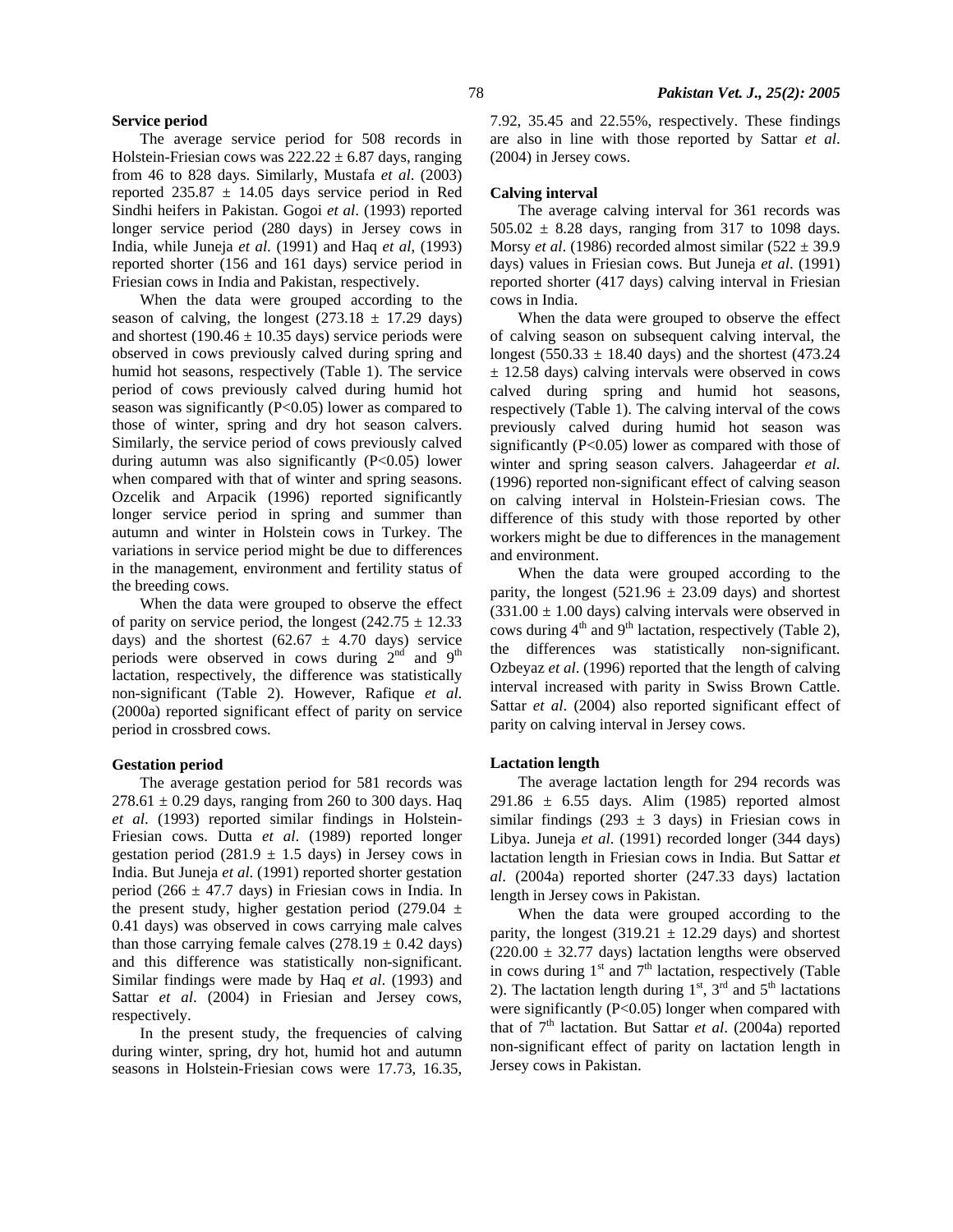### Service period

The average service period for 508 records in Holstein-Friesian cows was 222.22 ± 6.87 days, ranging from 46 to 828 days. Similarly, Mustafa *et al*. (2003) reported 235.87 ± 14.05 days service period in Red Sindhi heifers in Pakistan. Gogoi *et al*. (1993) reported longer service period (280 days) in Jersey cows in India, while Juneja *et al.* (1991) and Haq *et al*, (1993) reported shorter (156 and 161 days) service period in Friesian cows in India and Pakistan, respectively.

When the data were grouped according to the season of calving, the longest (273.18 ± 17.29 days) and shortest (190.46 ± 10.35 days) service periods were observed in cows previously calved during spring and humid hot seasons, respectively (Table 1). The service period of cows previously calved during humid hot season was significantly ($P<0.05$) lower as compared to those of winter, spring and dry hot season calvers. Similarly, the service period of cows previously calved during autumn was also significantly ($P<0.05$) lower when compared with that of winter and spring seasons. Ozcelik and Arpacik (1996) reported significantly longer service period in spring and summer than autumn and winter in Holstein cows in Turkey. The variations in service period might be due to differences in the management, environment and fertility status of the breeding cows.

When the data were grouped to observe the effect of parity on service period, the longest (242.75 ± 12.33 days) and the shortest (62.67 ± 4.70 days) service periods were observed in cows during 2nd and 9th lactation, respectively, the difference was statistically non-significant (Table 2). However, Rafique *et al.* (2000a) reported significant effect of parity on service period in crossbred cows.

### Gestation period

The average gestation period for 581 records was 278.61 ± 0.29 days, ranging from 260 to 300 days. Haq *et al*. (1993) reported similar findings in Holstein-Friesian cows. Dutta *et al*. (1989) reported longer gestation period (281.9 ± 1.5 days) in Jersey cows in India. But Juneja *et al.* (1991) reported shorter gestation period (266 ± 47.7 days) in Friesian cows in India. In the present study, higher gestation period (279.04 ± 0.41 days) was observed in cows carrying male calves than those carrying female calves (278.19 ± 0.42 days) and this difference was statistically non-significant. Similar findings were made by Haq *et al*. (1993) and Sattar *et al*. (2004) in Friesian and Jersey cows, respectively.

In the present study, the frequencies of calving during winter, spring, dry hot, humid hot and autumn seasons in Holstein-Friesian cows were 17.73, 16.35, 7.92, 35.45 and 22.55%, respectively. These findings are also in line with those reported by Sattar *et al*. (2004) in Jersey cows.

### Calving interval

The average calving interval for 361 records was 505.02 ± 8.28 days, ranging from 317 to 1098 days. Morsy *et al*. (1986) recorded almost similar (522 ± 39.9 days) values in Friesian cows. But Juneja *et al*. (1991) reported shorter (417 days) calving interval in Friesian cows in India.

When the data were grouped to observe the effect of calving season on subsequent calving interval, the longest (550.33 ± 18.40 days) and the shortest (473.24 ± 12.58 days) calving intervals were observed in cows calved during spring and humid hot seasons, respectively (Table 1). The calving interval of the cows previously calved during humid hot season was significantly ($P<0.05$) lower as compared with those of winter and spring season calvers. Jahageerdar *et al.* (1996) reported non-significant effect of calving season on calving interval in Holstein-Friesian cows. The difference of this study with those reported by other workers might be due to differences in the management and environment.

When the data were grouped according to the parity, the longest (521.96 ± 23.09 days) and shortest (331.00 ± 1.00 days) calving intervals were observed in cows during 4th and 9th lactation, respectively (Table 2), the differences was statistically non-significant. Ozbeyaz *et al*. (1996) reported that the length of calving interval increased with parity in Swiss Brown Cattle. Sattar *et al*. (2004) also reported significant effect of parity on calving interval in Jersey cows.

### Lactation length

The average lactation length for 294 records was 291.86 ± 6.55 days. Alim (1985) reported almost similar findings (293 ± 3 days) in Friesian cows in Libya. Juneja *et al*. (1991) recorded longer (344 days) lactation length in Friesian cows in India. But Sattar *et al*. (2004a) reported shorter (247.33 days) lactation length in Jersey cows in Pakistan.

When the data were grouped according to the parity, the longest (319.21 ± 12.29 days) and shortest (220.00 ± 32.77 days) lactation lengths were observed in cows during 1st and 7th lactation, respectively (Table 2). The lactation length during 1st, 3rd and 5th lactations were significantly ($P<0.05$) longer when compared with that of 7th lactation. But Sattar *et al*. (2004a) reported non-significant effect of parity on lactation length in Jersey cows in Pakistan.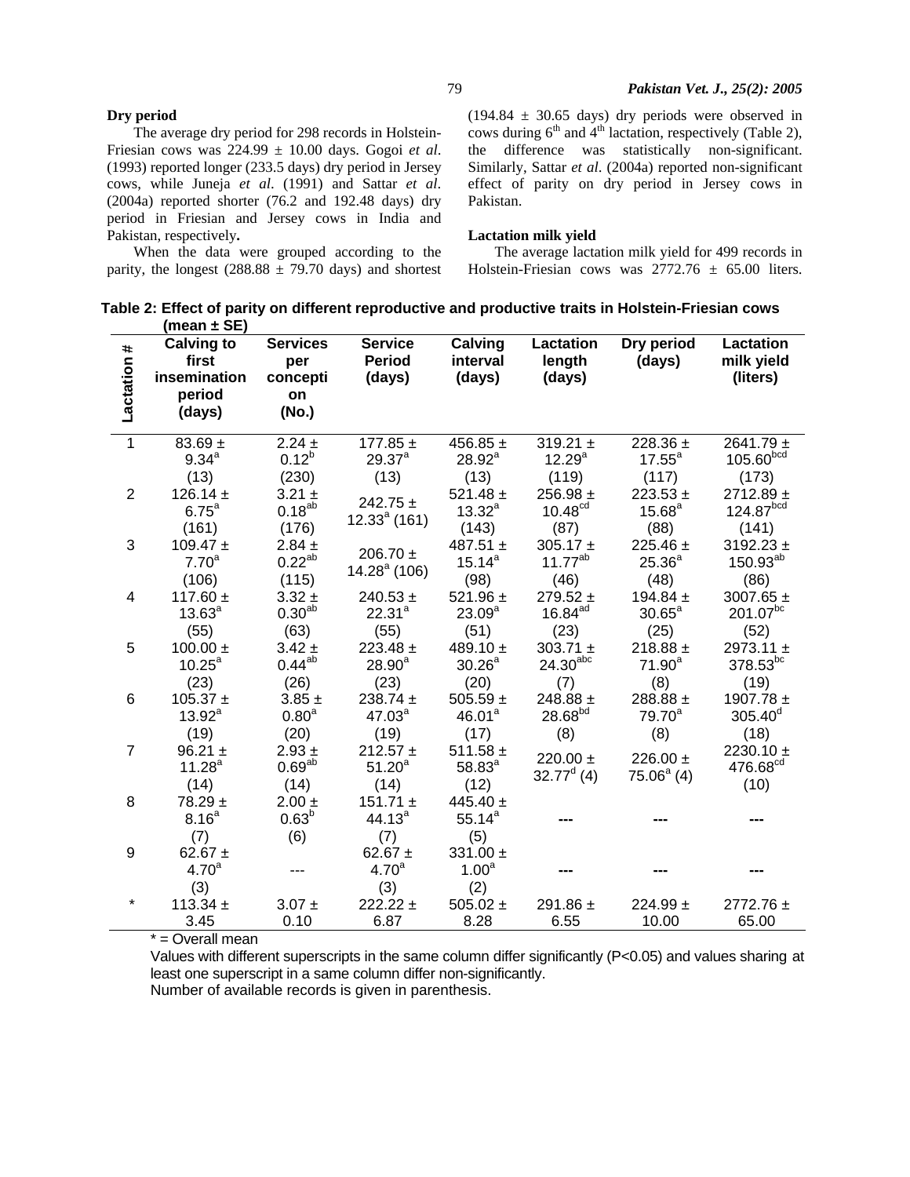### Dry period

The average dry period for 298 records in Holstein-Friesian cows was 224.99 ± 10.00 days. Gogoi *et al*. (1993) reported longer (233.5 days) dry period in Jersey cows, while Juneja *et al*. (1991) and Sattar *et al*. (2004a) reported shorter (76.2 and 192.48 days) dry period in Friesian and Jersey cows in India and Pakistan, respectively**.**

When the data were grouped according to the parity, the longest (288.88 ± 79.70 days) and shortest (194.84 ± 30.65 days) dry periods were observed in cows during 6th and 4th lactation, respectively (Table 2), the difference was statistically non-significant. Similarly, Sattar *et al*. (2004a) reported non-significant effect of parity on dry period in Jersey cows in Pakistan.

### Lactation milk yield

The average lactation milk yield for 499 records in Holstein-Friesian cows was 2772.76 ± 65.00 liters.

**Table 2: Effect of parity on different reproductive and productive traits in Holstein-Friesian cows (mean ± SE)**

| Lactation # | Calving to first insemination period (days) | Services per conception (No.) | Service Period (days) | Calving interval (days) | Lactation length (days) | Dry period (days) | Lactation milk yield (liters) |
|---|---|---|---|---|---|---|---|
| 1 | 83.69 ± 9.34$^{a}$ (13) | 2.24 ± 0.12$^{b}$ (230) | 177.85 ± 29.37$^{a}$ (13) | 456.85 ± 28.92$^{a}$ (13) | 319.21 ± 12.29$^{a}$ (119) | 228.36 ± 17.55$^{a}$ (117) | 2641.79 ± 105.60$^{bcd}$ (173) |
| 2 | 126.14 ± 6.75$^{a}$ (161) | 3.21 ± 0.18$^{ab}$ (176) | 242.75 ± 12.33$^{a}$ (161) | 521.48 ± 13.32$^{a}$ (143) | 256.98 ± 10.48$^{cd}$ (87) | 223.53 ± 15.68$^{a}$ (88) | 2712.89 ± 124.87$^{bcd}$ (141) |
| 3 | 109.47 ± 7.70$^{a}$ (106) | 2.84 ± 0.22$^{ab}$ (115) | 206.70 ± 14.28$^{a}$ (106) | 487.51 ± 15.14$^{a}$ (98) | 305.17 ± 11.77$^{ab}$ (46) | 225.46 ± 25.36$^{a}$ (48) | 3192.23 ± 150.93$^{ab}$ (86) |
| 4 | 117.60 ± 13.63$^{a}$ (55) | 3.32 ± 0.30$^{ab}$ (63) | 240.53 ± 22.31$^{a}$ (55) | 521.96 ± 23.09$^{a}$ (51) | 279.52 ± 16.84$^{ad}$ (23) | 194.84 ± 30.65$^{a}$ (25) | 3007.65 ± 201.07$^{bc}$ (52) |
| 5 | 100.00 ± 10.25$^{a}$ (23) | 3.42 ± 0.44$^{ab}$ (26) | 223.48 ± 28.90$^{a}$ (23) | 489.10 ± 30.26$^{a}$ (20) | 303.71 ± 24.30$^{abc}$ (7) | 218.88 ± 71.90$^{a}$ (8) | 2973.11 ± 378.53$^{bc}$ (19) |
| 6 | 105.37 ± 13.92$^{a}$ (19) | 3.85 ± 0.80$^{a}$ (20) | 238.74 ± 47.03$^{a}$ (19) | 505.59 ± 46.01$^{a}$ (17) | 248.88 ± 28.68$^{bd}$ (8) | 288.88 ± 79.70$^{a}$ (8) | 1907.78 ± 305.40$^{d}$ (18) |
| 7 | 96.21 ± 11.28$^{a}$ (14) | 2.93 ± 0.69$^{ab}$ (14) | 212.57 ± 51.20$^{a}$ (14) | 511.58 ± 58.83$^{a}$ (12) | 220.00 ± 32.77$^{d}$ (4) | 226.00 ± 75.06$^{a}$ (4) | 2230.10 ± 476.68$^{cd}$ (10) |
| 8 | 78.29 ± 8.16$^{a}$ (7) | 2.00 ± 0.63$^{b}$ (6) | 151.71 ± 44.13$^{a}$ (7) | 445.40 ± 55.14$^{a}$ (5) | --- | --- | --- |
| 9 | 62.67 ± 4.70$^{a}$ (3) | --- | 62.67 ± 4.70$^{a}$ (3) | 331.00 ± 1.00$^{a}$ (2) | --- | --- | --- |
| * | 113.34 ± 3.45 | 3.07 ± 0.10 | 222.22 ± 6.87 | 505.02 ± 8.28 | 291.86 ± 6.55 | 224.99 ± 10.00 | 2772.76 ± 65.00 |

* = Overall mean

Values with different superscripts in the same column differ significantly (P<0.05) and values sharing at least one superscript in a same column differ non-significantly.

Number of available records is given in parenthesis.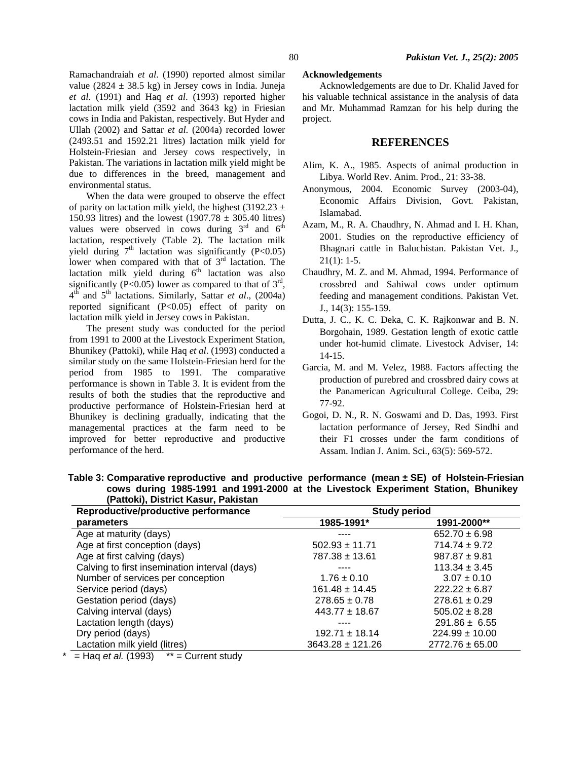Ramachandraiah *et al*. (1990) reported almost similar value (2824 ± 38.5 kg) in Jersey cows in India. Juneja *et al*. (1991) and Haq *et al*. (1993) reported higher lactation milk yield (3592 and 3643 kg) in Friesian cows in India and Pakistan, respectively. But Hyder and Ullah (2002) and Sattar *et al*. (2004a) recorded lower (2493.51 and 1592.21 litres) lactation milk yield for Holstein-Friesian and Jersey cows respectively, in Pakistan. The variations in lactation milk yield might be due to differences in the breed, management and environmental status.

When the data were grouped to observe the effect of parity on lactation milk yield, the highest (3192.23 ± 150.93 litres) and the lowest (1907.78 ± 305.40 litres) values were observed in cows during 3rd and 6th lactation, respectively (Table 2). The lactation milk yield during 7th lactation was significantly ($P<0.05$) lower when compared with that of 3rd lactation. The lactation milk yield during 6th lactation was also significantly ($P<0.05$) lower as compared to that of 3rd, 4th and 5th lactations. Similarly, Sattar *et al*., (2004a) reported significant ($P<0.05$) effect of parity on lactation milk yield in Jersey cows in Pakistan.

The present study was conducted for the period from 1991 to 2000 at the Livestock Experiment Station, Bhunikey (Pattoki), while Haq *et al*. (1993) conducted a similar study on the same Holstein-Friesian herd for the period from 1985 to 1991. The comparative performance is shown in Table 3. It is evident from the results of both the studies that the reproductive and productive performance of Holstein-Friesian herd at Bhunikey is declining gradually, indicating that the managemental practices at the farm need to be improved for better reproductive and productive performance of the herd.

**Acknowledgements**

Acknowledgements are due to Dr. Khalid Javed for his valuable technical assistance in the analysis of data and Mr. Muhammad Ramzan for his help during the project.

## REFERENCES

Alim, K. A., 1985. Aspects of animal production in Libya. World Rev. Anim. Prod., 21: 33-38.

Anonymous, 2004. Economic Survey (2003-04), Economic Affairs Division, Govt. Pakistan, Islamabad.

Azam, M., R. A. Chaudhry, N. Ahmad and I. H. Khan, 2001. Studies on the reproductive efficiency of Bhagnari cattle in Baluchistan. Pakistan Vet. J., 21(1): 1-5.

Chaudhry, M. Z. and M. Ahmad, 1994. Performance of crossbred and Sahiwal cows under optimum feeding and management conditions. Pakistan Vet. J., 14(3): 155-159.

Dutta, J. C., K. C. Deka, C. K. Rajkonwar and B. N. Borgohain, 1989. Gestation length of exotic cattle under hot-humid climate. Livestock Adviser, 14: 14-15.

Garcia, M. and M. Velez, 1988. Factors affecting the production of purebred and crossbred dairy cows at the Panamerican Agricultural College. Ceiba, 29: 77-92.

Gogoi, D. N., R. N. Goswami and D. Das, 1993. First lactation performance of Jersey, Red Sindhi and their F1 crosses under the farm conditions of Assam. Indian J. Anim. Sci., 63(5): 569-572.

**Table 3: Comparative reproductive and productive performance (mean ± SE) of Holstein-Friesian cows during 1985-1991 and 1991-2000 at the Livestock Experiment Station, Bhunikey (Pattoki), District Kasur, Pakistan**

| Reproductive/productive performance parameters | Study period | |
|---|---|---|
| | 1985-1991* | 1991-2000** |
| Age at maturity (days) | ---- | 652.70 ± 6.98 |
| Age at first conception (days) | 502.93 ± 11.71 | 714.74 ± 9.72 |
| Age at first calving (days) | 787.38 ± 13.61 | 987.87 ± 9.81 |
| Calving to first insemination interval (days) | ---- | 113.34 ± 3.45 |
| Number of services per conception | 1.76 ± 0.10 | 3.07 ± 0.10 |
| Service period (days) | 161.48 ± 14.45 | 222.22 ± 6.87 |
| Gestation period (days) | 278.65 ± 0.78 | 278.61 ± 0.29 |
| Calving interval (days) | 443.77 ± 18.67 | 505.02 ± 8.28 |
| Lactation length (days) | ---- | 291.86 ± 6.55 |
| Dry period (days) | 192.71 ± 18.14 | 224.99 ± 10.00 |
| Lactation milk yield (litres) | 3643.28 ± 121.26 | 2772.76 ± 65.00 |

* = Haq *et al.* (1993) ** = Current study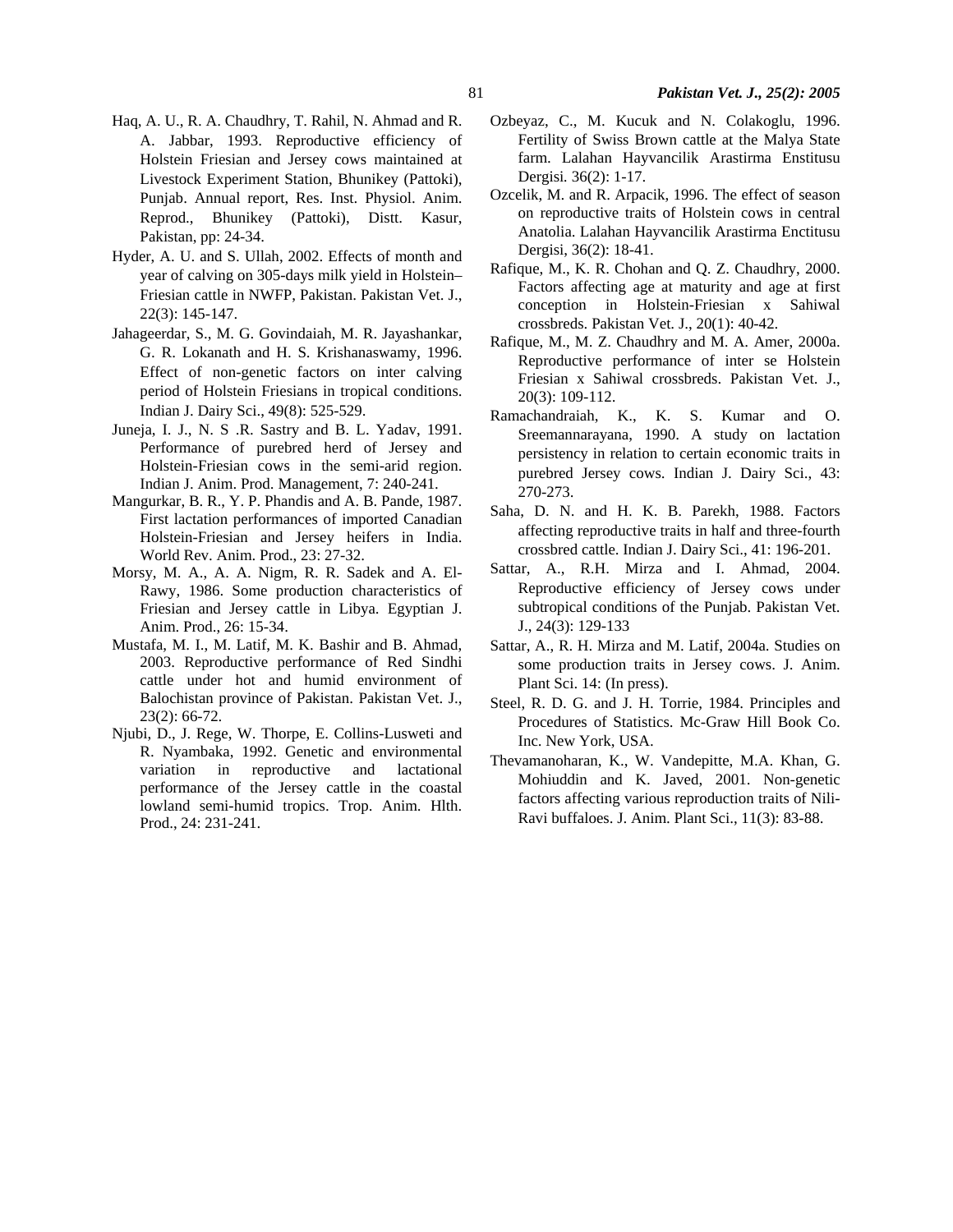Haq, A. U., R. A. Chaudhry, T. Rahil, N. Ahmad and R. A. Jabbar, 1993. Reproductive efficiency of Holstein Friesian and Jersey cows maintained at Livestock Experiment Station, Bhunikey (Pattoki), Punjab. Annual report, Res. Inst. Physiol. Anim. Reprod., Bhunikey (Pattoki), Distt. Kasur, Pakistan, pp: 24-34.

Hyder, A. U. and S. Ullah, 2002. Effects of month and year of calving on 305-days milk yield in Holstein–Friesian cattle in NWFP, Pakistan. Pakistan Vet. J., 22(3): 145-147.

Jahageerdar, S., M. G. Govindaiah, M. R. Jayashankar, G. R. Lokanath and H. S. Krishanaswamy, 1996. Effect of non-genetic factors on inter calving period of Holstein Friesians in tropical conditions. Indian J. Dairy Sci., 49(8): 525-529.

Juneja, I. J., N. S .R. Sastry and B. L. Yadav, 1991. Performance of purebred herd of Jersey and Holstein-Friesian cows in the semi-arid region. Indian J. Anim. Prod. Management, 7: 240-241.

Mangurkar, B. R., Y. P. Phandis and A. B. Pande, 1987. First lactation performances of imported Canadian Holstein-Friesian and Jersey heifers in India. World Rev. Anim. Prod., 23: 27-32.

Morsy, M. A., A. A. Nigm, R. R. Sadek and A. El-Rawy, 1986. Some production characteristics of Friesian and Jersey cattle in Libya. Egyptian J. Anim. Prod., 26: 15-34.

Mustafa, M. I., M. Latif, M. K. Bashir and B. Ahmad, 2003. Reproductive performance of Red Sindhi cattle under hot and humid environment of Balochistan province of Pakistan. Pakistan Vet. J., 23(2): 66-72.

Njubi, D., J. Rege, W. Thorpe, E. Collins-Lusweti and R. Nyambaka, 1992. Genetic and environmental variation in reproductive and lactational performance of the Jersey cattle in the coastal lowland semi-humid tropics. Trop. Anim. Hlth. Prod., 24: 231-241.

Ozbeyaz, C., M. Kucuk and N. Colakoglu, 1996. Fertility of Swiss Brown cattle at the Malya State farm. Lalahan Hayvancilik Arastirma Enstitusu Dergisi. 36(2): 1-17.

Ozcelik, M. and R. Arpacik, 1996. The effect of season on reproductive traits of Holstein cows in central Anatolia. Lalahan Hayvancilik Arastirma Enctitusu Dergisi, 36(2): 18-41.

Rafique, M., K. R. Chohan and Q. Z. Chaudhry, 2000. Factors affecting age at maturity and age at first conception in Holstein-Friesian x Sahiwal crossbreds. Pakistan Vet. J., 20(1): 40-42.

Rafique, M., M. Z. Chaudhry and M. A. Amer, 2000a. Reproductive performance of inter se Holstein Friesian x Sahiwal crossbreds. Pakistan Vet. J., 20(3): 109-112.

Ramachandraiah, K., K. S. Kumar and O. Sreemannarayana, 1990. A study on lactation persistency in relation to certain economic traits in purebred Jersey cows. Indian J. Dairy Sci., 43: 270-273.

Saha, D. N. and H. K. B. Parekh, 1988. Factors affecting reproductive traits in half and three-fourth crossbred cattle. Indian J. Dairy Sci., 41: 196-201.

Sattar, A., R.H. Mirza and I. Ahmad, 2004. Reproductive efficiency of Jersey cows under subtropical conditions of the Punjab. Pakistan Vet. J., 24(3): 129-133

Sattar, A., R. H. Mirza and M. Latif, 2004a. Studies on some production traits in Jersey cows. J. Anim. Plant Sci. 14: (In press).

Steel, R. D. G. and J. H. Torrie, 1984. Principles and Procedures of Statistics. Mc-Graw Hill Book Co. Inc. New York, USA.

Thevamanoharan, K., W. Vandepitte, M.A. Khan, G. Mohiuddin and K. Javed, 2001. Non-genetic factors affecting various reproduction traits of Nili-Ravi buffaloes. J. Anim. Plant Sci., 11(3): 83-88.